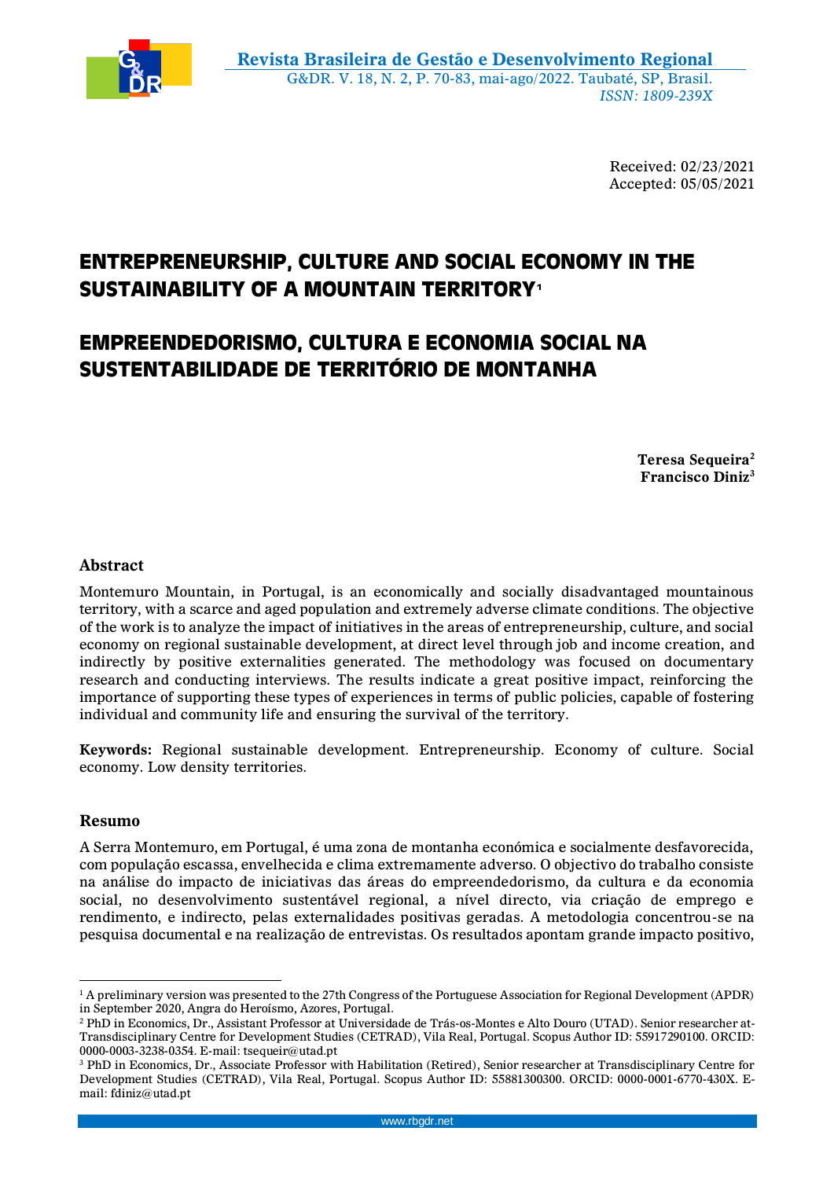Received: 02/23/2021
Accepted: 05/05/2021

# ENTREPRENEURSHIP, CULTURE AND SOCIAL ECONOMY IN THE SUSTAINABILITY OF A MOUNTAIN TERRITORY[1]

# EMPREENDEDORISMO, CULTURA E ECONOMIA SOCIAL NA SUSTENTABILIDADE DE TERRITÓRIO DE MONTANHA

**Teresa Sequeira[2]**
**Francisco Diniz[3]**

### Abstract

Montemuro Mountain, in Portugal, is an economically and socially disadvantaged mountainous territory, with a scarce and aged population and extremely adverse climate conditions. The objective of the work is to analyze the impact of initiatives in the areas of entrepreneurship, culture, and social economy on regional sustainable development, at direct level through job and income creation, and indirectly by positive externalities generated. The methodology was focused on documentary research and conducting interviews. The results indicate a great positive impact, reinforcing the importance of supporting these types of experiences in terms of public policies, capable of fostering individual and community life and ensuring the survival of the territory.

**Keywords:** Regional sustainable development. Entrepreneurship. Economy of culture. Social economy. Low density territories.

### Resumo

A Serra Montemuro, em Portugal, é uma zona de montanha económica e socialmente desfavorecida, com população escassa, envelhecida e clima extremamente adverso. O objectivo do trabalho consiste na análise do impacto de iniciativas das áreas do empreendedorismo, da cultura e da economia social, no desenvolvimento sustentável regional, a nível directo, via criação de emprego e rendimento, e indirecto, pelas externalidades positivas geradas. A metodologia concentrou-se na pesquisa documental e na realização de entrevistas. Os resultados apontam grande impacto positivo,

---

[1] A preliminary version was presented to the 27th Congress of the Portuguese Association for Regional Development (APDR) in September 2020, Angra do Heroísmo, Azores, Portugal.

[2] PhD in Economics, Dr., Assistant Professor at Universidade de Trás-os-Montes e Alto Douro (UTAD). Senior researcher at-Transdisciplinary Centre for Development Studies (CETRAD), Vila Real, Portugal. Scopus Author ID: 55917290100. ORCID: 0000-0003-3238-0354. E-mail: tsequeir@utad.pt

[3] PhD in Economics, Dr., Associate Professor with Habilitation (Retired), Senior researcher at Transdisciplinary Centre for Development Studies (CETRAD), Vila Real, Portugal. Scopus Author ID: 55881300300. ORCID: 0000-0001-6770-430X. E-mail: fdiniz@utad.pt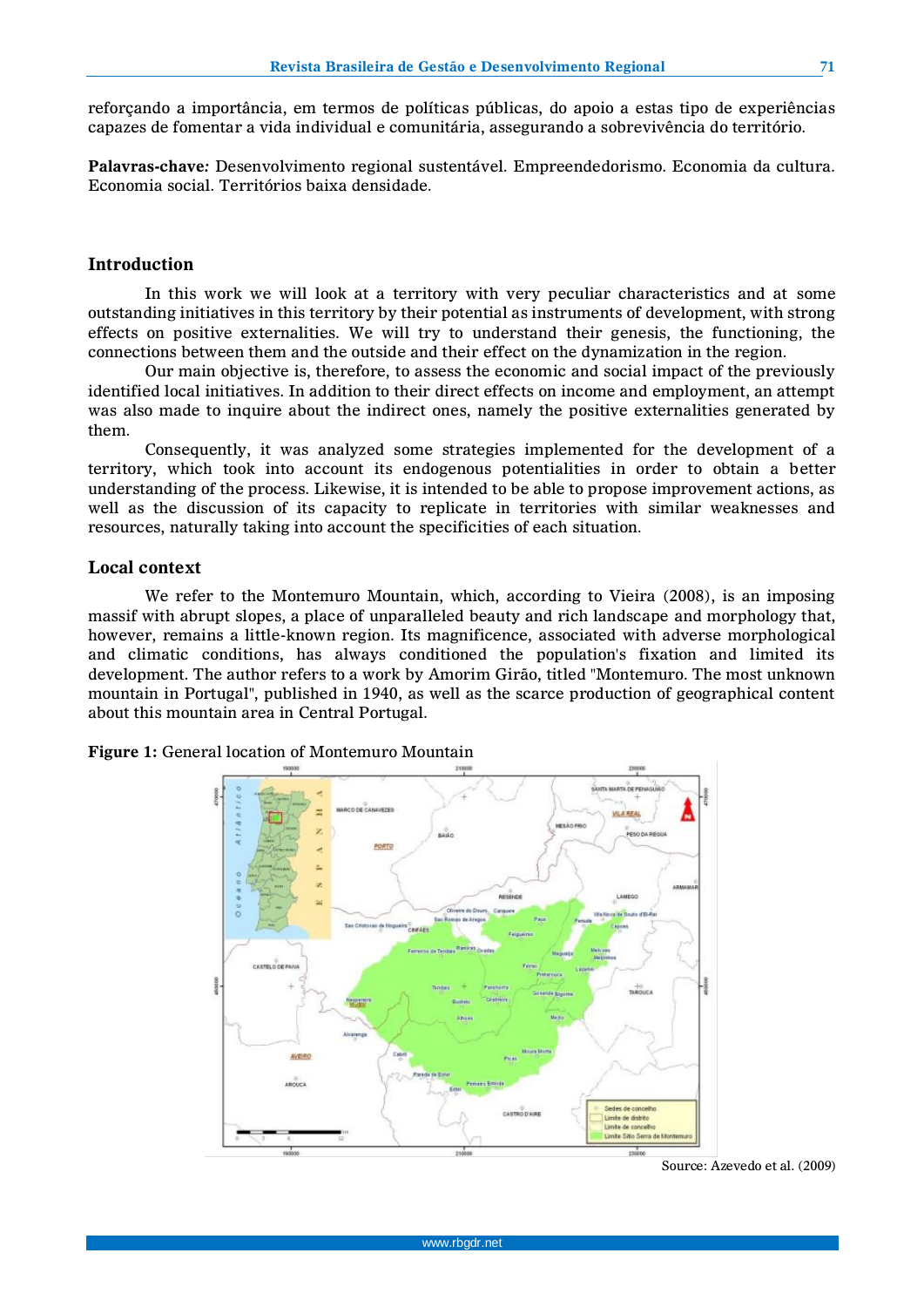reforçando a importância, em termos de políticas públicas, do apoio a estas tipo de experiências capazes de fomentar a vida individual e comunitária, assegurando a sobrevivência do território.

**Palavras-chave:** Desenvolvimento regional sustentável. Empreendedorismo. Economia da cultura. Economia social. Territórios baixa densidade.

## Introduction

In this work we will look at a territory with very peculiar characteristics and at some outstanding initiatives in this territory by their potential as instruments of development, with strong effects on positive externalities. We will try to understand their genesis, the functioning, the connections between them and the outside and their effect on the dynamization in the region.

Our main objective is, therefore, to assess the economic and social impact of the previously identified local initiatives. In addition to their direct effects on income and employment, an attempt was also made to inquire about the indirect ones, namely the positive externalities generated by them.

Consequently, it was analyzed some strategies implemented for the development of a territory, which took into account its endogenous potentialities in order to obtain a better understanding of the process. Likewise, it is intended to be able to propose improvement actions, as well as the discussion of its capacity to replicate in territories with similar weaknesses and resources, naturally taking into account the specificities of each situation.

## Local context

We refer to the Montemuro Mountain, which, according to Vieira (2008), is an imposing massif with abrupt slopes, a place of unparalleled beauty and rich landscape and morphology that, however, remains a little-known region. Its magnificence, associated with adverse morphological and climatic conditions, has always conditioned the population's fixation and limited its development. The author refers to a work by Amorim Girão, titled "Montemuro. The most unknown mountain in Portugal", published in 1940, as well as the scarce production of geographical content about this mountain area in Central Portugal.

**Figure 1:** General location of Montemuro Mountain

Source: Azevedo et al. (2009)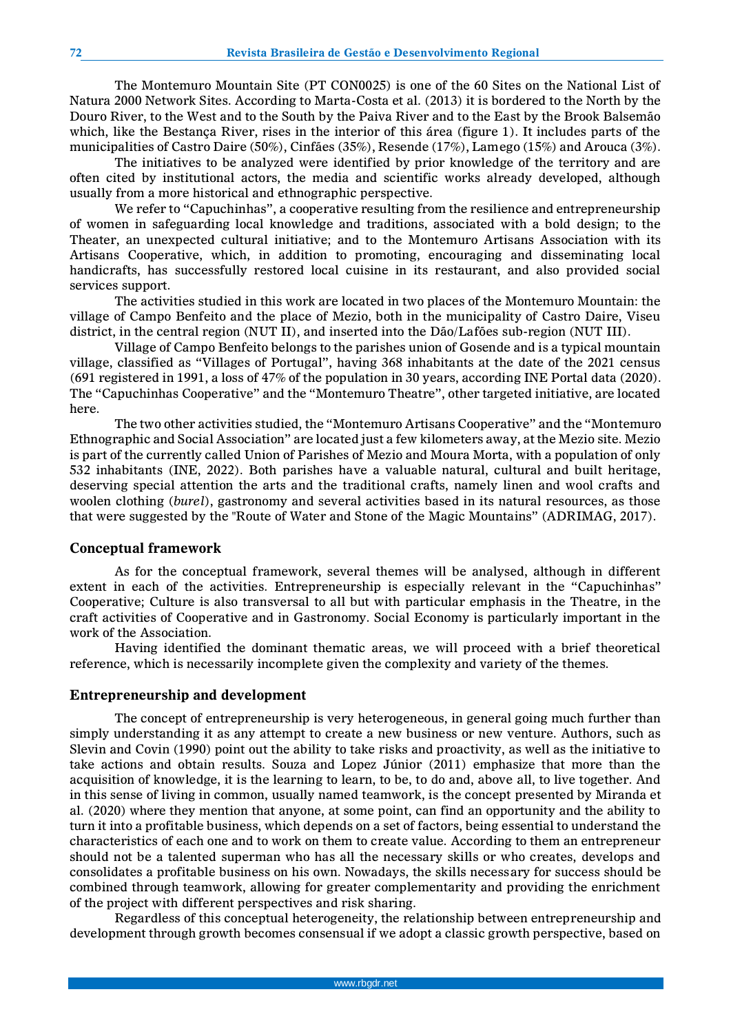The Montemuro Mountain Site (PT CON0025) is one of the 60 Sites on the National List of Natura 2000 Network Sites. According to Marta-Costa et al. (2013) it is bordered to the North by the Douro River, to the West and to the South by the Paiva River and to the East by the Brook Balsemão which, like the Bestança River, rises in the interior of this área (figure 1). It includes parts of the municipalities of Castro Daire (50%), Cinfães (35%), Resende (17%), Lamego (15%) and Arouca (3%).

The initiatives to be analyzed were identified by prior knowledge of the territory and are often cited by institutional actors, the media and scientific works already developed, although usually from a more historical and ethnographic perspective.

We refer to "Capuchinhas", a cooperative resulting from the resilience and entrepreneurship of women in safeguarding local knowledge and traditions, associated with a bold design; to the Theater, an unexpected cultural initiative; and to the Montemuro Artisans Association with its Artisans Cooperative, which, in addition to promoting, encouraging and disseminating local handicrafts, has successfully restored local cuisine in its restaurant, and also provided social services support.

The activities studied in this work are located in two places of the Montemuro Mountain: the village of Campo Benfeito and the place of Mezio, both in the municipality of Castro Daire, Viseu district, in the central region (NUT II), and inserted into the Dão/Lafões sub-region (NUT III).

Village of Campo Benfeito belongs to the parishes union of Gosende and is a typical mountain village, classified as "Villages of Portugal", having 368 inhabitants at the date of the 2021 census (691 registered in 1991, a loss of 47% of the population in 30 years, according INE Portal data (2020). The "Capuchinhas Cooperative" and the "Montemuro Theatre", other targeted initiative, are located here.

The two other activities studied, the "Montemuro Artisans Cooperative" and the "Montemuro Ethnographic and Social Association" are located just a few kilometers away, at the Mezio site. Mezio is part of the currently called Union of Parishes of Mezio and Moura Morta, with a population of only 532 inhabitants (INE, 2022). Both parishes have a valuable natural, cultural and built heritage, deserving special attention the arts and the traditional crafts, namely linen and wool crafts and woolen clothing (*burel*), gastronomy and several activities based in its natural resources, as those that were suggested by the "Route of Water and Stone of the Magic Mountains" (ADRIMAG, 2017).

## Conceptual framework

As for the conceptual framework, several themes will be analysed, although in different extent in each of the activities. Entrepreneurship is especially relevant in the "Capuchinhas" Cooperative; Culture is also transversal to all but with particular emphasis in the Theatre, in the craft activities of Cooperative and in Gastronomy. Social Economy is particularly important in the work of the Association.

Having identified the dominant thematic areas, we will proceed with a brief theoretical reference, which is necessarily incomplete given the complexity and variety of the themes.

## Entrepreneurship and development

The concept of entrepreneurship is very heterogeneous, in general going much further than simply understanding it as any attempt to create a new business or new venture. Authors, such as Slevin and Covin (1990) point out the ability to take risks and proactivity, as well as the initiative to take actions and obtain results. Souza and Lopez Júnior (2011) emphasize that more than the acquisition of knowledge, it is the learning to learn, to be, to do and, above all, to live together. And in this sense of living in common, usually named teamwork, is the concept presented by Miranda et al. (2020) where they mention that anyone, at some point, can find an opportunity and the ability to turn it into a profitable business, which depends on a set of factors, being essential to understand the characteristics of each one and to work on them to create value. According to them an entrepreneur should not be a talented superman who has all the necessary skills or who creates, develops and consolidates a profitable business on his own. Nowadays, the skills necessary for success should be combined through teamwork, allowing for greater complementarity and providing the enrichment of the project with different perspectives and risk sharing.

Regardless of this conceptual heterogeneity, the relationship between entrepreneurship and development through growth becomes consensual if we adopt a classic growth perspective, based on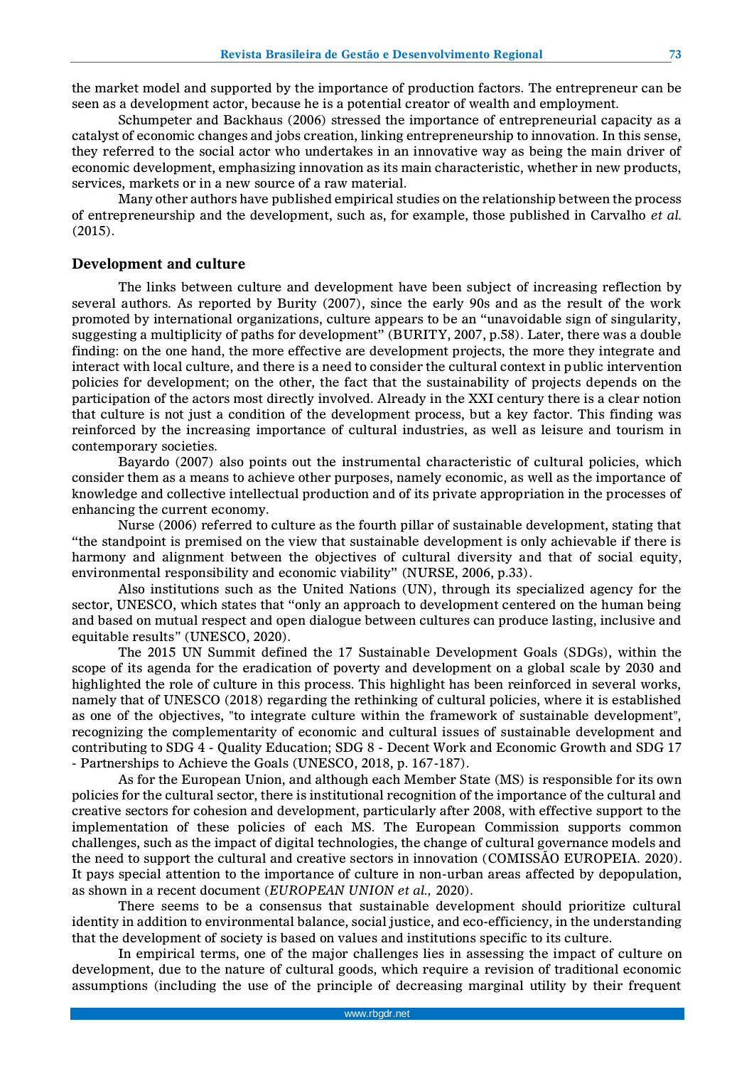the market model and supported by the importance of production factors. The entrepreneur can be seen as a development actor, because he is a potential creator of wealth and employment.

Schumpeter and Backhaus (2006) stressed the importance of entrepreneurial capacity as a catalyst of economic changes and jobs creation, linking entrepreneurship to innovation. In this sense, they referred to the social actor who undertakes in an innovative way as being the main driver of economic development, emphasizing innovation as its main characteristic, whether in new products, services, markets or in a new source of a raw material.

Many other authors have published empirical studies on the relationship between the process of entrepreneurship and the development, such as, for example, those published in Carvalho *et al.* (2015).

## Development and culture

The links between culture and development have been subject of increasing reflection by several authors. As reported by Burity (2007), since the early 90s and as the result of the work promoted by international organizations, culture appears to be an “unavoidable sign of singularity, suggesting a multiplicity of paths for development” (BURITY, 2007, p.58). Later, there was a double finding: on the one hand, the more effective are development projects, the more they integrate and interact with local culture, and there is a need to consider the cultural context in public intervention policies for development; on the other, the fact that the sustainability of projects depends on the participation of the actors most directly involved. Already in the XXI century there is a clear notion that culture is not just a condition of the development process, but a key factor. This finding was reinforced by the increasing importance of cultural industries, as well as leisure and tourism in contemporary societies.

Bayardo (2007) also points out the instrumental characteristic of cultural policies, which consider them as a means to achieve other purposes, namely economic, as well as the importance of knowledge and collective intellectual production and of its private appropriation in the processes of enhancing the current economy.

Nurse (2006) referred to culture as the fourth pillar of sustainable development, stating that “the standpoint is premised on the view that sustainable development is only achievable if there is harmony and alignment between the objectives of cultural diversity and that of social equity, environmental responsibility and economic viability” (NURSE, 2006, p.33).

Also institutions such as the United Nations (UN), through its specialized agency for the sector, UNESCO, which states that “only an approach to development centered on the human being and based on mutual respect and open dialogue between cultures can produce lasting, inclusive and equitable results” (UNESCO, 2020).

The 2015 UN Summit defined the 17 Sustainable Development Goals (SDGs), within the scope of its agenda for the eradication of poverty and development on a global scale by 2030 and highlighted the role of culture in this process. This highlight has been reinforced in several works, namely that of UNESCO (2018) regarding the rethinking of cultural policies, where it is established as one of the objectives, "to integrate culture within the framework of sustainable development", recognizing the complementarity of economic and cultural issues of sustainable development and contributing to SDG 4 - Quality Education; SDG 8 - Decent Work and Economic Growth and SDG 17 - Partnerships to Achieve the Goals (UNESCO, 2018, p. 167-187).

As for the European Union, and although each Member State (MS) is responsible for its own policies for the cultural sector, there is institutional recognition of the importance of the cultural and creative sectors for cohesion and development, particularly after 2008, with effective support to the implementation of these policies of each MS. The European Commission supports common challenges, such as the impact of digital technologies, the change of cultural governance models and the need to support the cultural and creative sectors in innovation (COMISSÃO EUROPEIA. 2020). It pays special attention to the importance of culture in non-urban areas affected by depopulation, as shown in a recent document (*EUROPEAN UNION et al.*, 2020).

There seems to be a consensus that sustainable development should prioritize cultural identity in addition to environmental balance, social justice, and eco-efficiency, in the understanding that the development of society is based on values and institutions specific to its culture.

In empirical terms, one of the major challenges lies in assessing the impact of culture on development, due to the nature of cultural goods, which require a revision of traditional economic assumptions (including the use of the principle of decreasing marginal utility by their frequent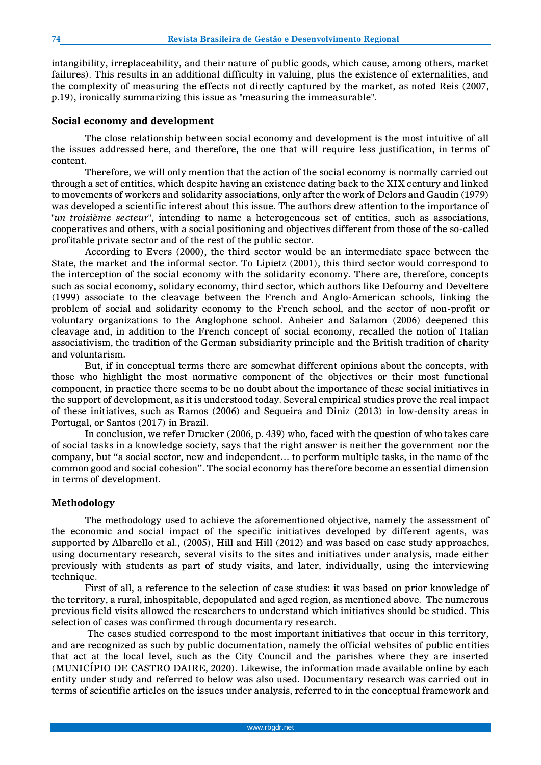intangibility, irreplaceability, and their nature of public goods, which cause, among others, market failures). This results in an additional difficulty in valuing, plus the existence of externalities, and the complexity of measuring the effects not directly captured by the market, as noted Reis (2007, p.19), ironically summarizing this issue as "measuring the immeasurable".

## Social economy and development

The close relationship between social economy and development is the most intuitive of all the issues addressed here, and therefore, the one that will require less justification, in terms of content.

Therefore, we will only mention that the action of the social economy is normally carried out through a set of entities, which despite having an existence dating back to the XIX century and linked to movements of workers and solidarity associations, only after the work of Delors and Gaudin (1979) was developed a scientific interest about this issue. The authors drew attention to the importance of "*un troisième secteur*", intending to name a heterogeneous set of entities, such as associations, cooperatives and others, with a social positioning and objectives different from those of the so-called profitable private sector and of the rest of the public sector.

According to Evers (2000), the third sector would be an intermediate space between the State, the market and the informal sector. To Lipietz (2001), this third sector would correspond to the interception of the social economy with the solidarity economy. There are, therefore, concepts such as social economy, solidary economy, third sector, which authors like Defourny and Develtere (1999) associate to the cleavage between the French and Anglo-American schools, linking the problem of social and solidarity economy to the French school, and the sector of non-profit or voluntary organizations to the Anglophone school. Anheier and Salamon (2006) deepened this cleavage and, in addition to the French concept of social economy, recalled the notion of Italian associativism, the tradition of the German subsidiarity principle and the British tradition of charity and voluntarism.

But, if in conceptual terms there are somewhat different opinions about the concepts, with those who highlight the most normative component of the objectives or their most functional component, in practice there seems to be no doubt about the importance of these social initiatives in the support of development, as it is understood today. Several empirical studies prove the real impact of these initiatives, such as Ramos (2006) and Sequeira and Diniz (2013) in low-density areas in Portugal, or Santos (2017) in Brazil.

In conclusion, we refer Drucker (2006, p. 439) who, faced with the question of who takes care of social tasks in a knowledge society, says that the right answer is neither the government nor the company, but "a social sector, new and independent… to perform multiple tasks, in the name of the common good and social cohesion". The social economy has therefore become an essential dimension in terms of development.

## Methodology

The methodology used to achieve the aforementioned objective, namely the assessment of the economic and social impact of the specific initiatives developed by different agents, was supported by Albarello et al., (2005), Hill and Hill (2012) and was based on case study approaches, using documentary research, several visits to the sites and initiatives under analysis, made either previously with students as part of study visits, and later, individually, using the interviewing technique.

First of all, a reference to the selection of case studies: it was based on prior knowledge of the territory, a rural, inhospitable, depopulated and aged region, as mentioned above. The numerous previous field visits allowed the researchers to understand which initiatives should be studied. This selection of cases was confirmed through documentary research.

The cases studied correspond to the most important initiatives that occur in this territory, and are recognized as such by public documentation, namely the official websites of public entities that act at the local level, such as the City Council and the parishes where they are inserted (MUNICÍPIO DE CASTRO DAIRE, 2020). Likewise, the information made available online by each entity under study and referred to below was also used. Documentary research was carried out in terms of scientific articles on the issues under analysis, referred to in the conceptual framework and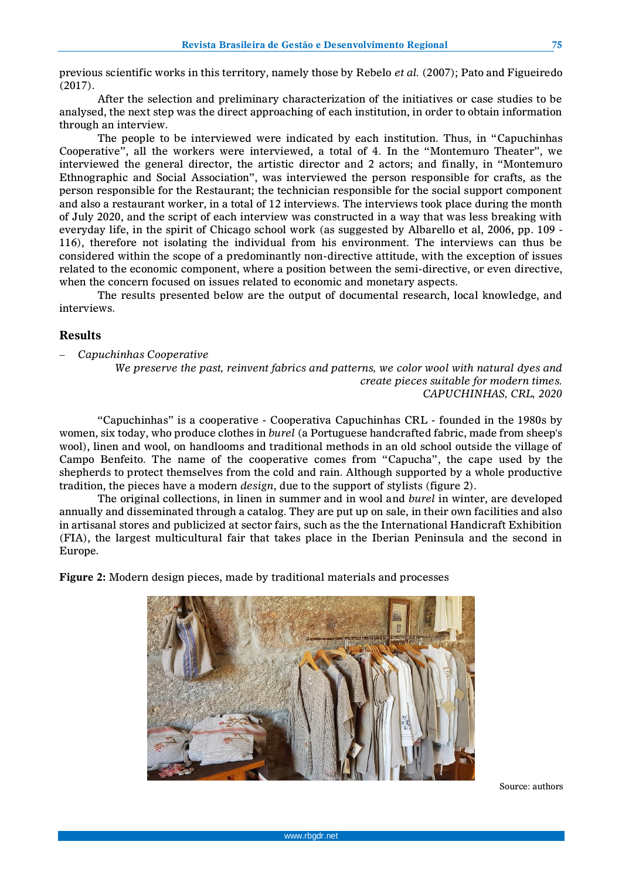previous scientific works in this territory, namely those by Rebelo *et al.* (2007); Pato and Figueiredo (2017).

After the selection and preliminary characterization of the initiatives or case studies to be analysed, the next step was the direct approaching of each institution, in order to obtain information through an interview.

The people to be interviewed were indicated by each institution. Thus, in "Capuchinhas Cooperative", all the workers were interviewed, a total of 4. In the "Montemuro Theater", we interviewed the general director, the artistic director and 2 actors; and finally, in "Montemuro Ethnographic and Social Association", was interviewed the person responsible for crafts, as the person responsible for the Restaurant; the technician responsible for the social support component and also a restaurant worker, in a total of 12 interviews. The interviews took place during the month of July 2020, and the script of each interview was constructed in a way that was less breaking with everyday life, in the spirit of Chicago school work (as suggested by Albarello et al, 2006, pp. 109 - 116), therefore not isolating the individual from his environment. The interviews can thus be considered within the scope of a predominantly non-directive attitude, with the exception of issues related to the economic component, where a position between the semi-directive, or even directive, when the concern focused on issues related to economic and monetary aspects.

The results presented below are the output of documental research, local knowledge, and interviews.

## Results

- *Capuchinhas Cooperative*

*We preserve the past, reinvent fabrics and patterns, we color wool with natural dyes and create pieces suitable for modern times.*
*CAPUCHINHAS, CRL, 2020*

"Capuchinhas" is a cooperative - Cooperativa Capuchinhas CRL - founded in the 1980s by women, six today, who produce clothes in *burel* (a Portuguese handcrafted fabric, made from sheep's wool), linen and wool, on handlooms and traditional methods in an old school outside the village of Campo Benfeito. The name of the cooperative comes from "Capucha", the cape used by the shepherds to protect themselves from the cold and rain. Although supported by a whole productive tradition, the pieces have a modern *design*, due to the support of stylists (figure 2).

The original collections, in linen in summer and in wool and *burel* in winter, are developed annually and disseminated through a catalog. They are put up on sale, in their own facilities and also in artisanal stores and publicized at sector fairs, such as the the International Handicraft Exhibition (FIA), the largest multicultural fair that takes place in the Iberian Peninsula and the second in Europe.

**Figure 2:** Modern design pieces, made by traditional materials and processes

Source: authors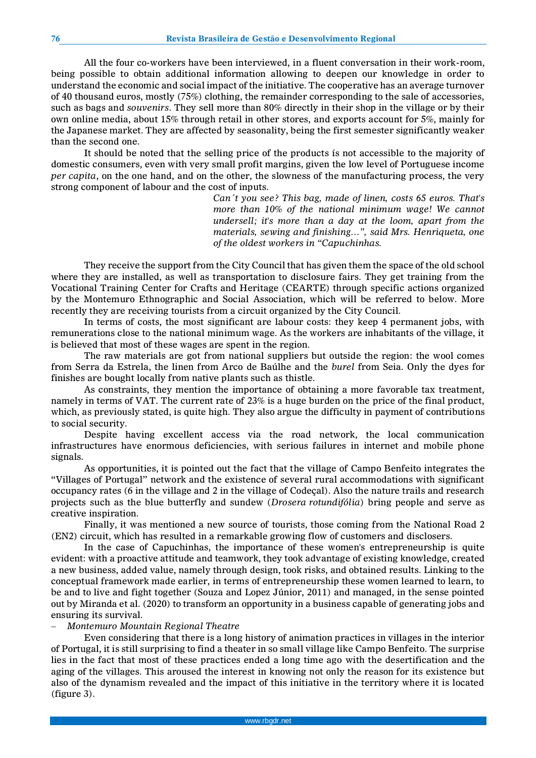All the four co-workers have been interviewed, in a fluent conversation in their work-room, being possible to obtain additional information allowing to deepen our knowledge in order to understand the economic and social impact of the initiative. The cooperative has an average turnover of 40 thousand euros, mostly (75%) clothing, the remainder corresponding to the sale of accessories, such as bags and *souvenirs*. They sell more than 80% directly in their shop in the village or by their own online media, about 15% through retail in other stores, and exports account for 5%, mainly for the Japanese market. They are affected by seasonality, being the first semester significantly weaker than the second one.

It should be noted that the selling price of the products ís not accessible to the majority of domestic consumers, even with very small profit margins, given the low level of Portuguese income *per capita*, on the one hand, and on the other, the slowness of the manufacturing process, the very strong component of labour and the cost of inputs.

> *Can´t you see? This bag, made of linen, costs 65 euros. That's more than 10% of the national minimum wage! We cannot undersell; it's more than a day at the loom, apart from the materials, sewing and finishing…", said Mrs. Henriqueta, one of the oldest workers in "Capuchinhas.*

They receive the support from the City Council that has given them the space of the old school where they are installed, as well as transportation to disclosure fairs. They get training from the Vocational Training Center for Crafts and Heritage (CEARTE) through specific actions organized by the Montemuro Ethnographic and Social Association, which will be referred to below. More recently they are receiving tourists from a circuit organized by the City Council.

In terms of costs, the most significant are labour costs: they keep 4 permanent jobs, with remunerations close to the national minimum wage. As the workers are inhabitants of the village, it is believed that most of these wages are spent in the region.

The raw materials are got from national suppliers but outside the region: the wool comes from Serra da Estrela, the linen from Arco de Baúlhe and the *burel* from Seia. Only the dyes for finishes are bought locally from native plants such as thistle.

As constraints, they mention the importance of obtaining a more favorable tax treatment, namely in terms of VAT. The current rate of 23% is a huge burden on the price of the final product, which, as previously stated, is quite high. They also argue the difficulty in payment of contributions to social security.

Despite having excellent access via the road network, the local communication infrastructures have enormous deficiencies, with serious failures in internet and mobile phone signals.

As opportunities, it is pointed out the fact that the village of Campo Benfeito integrates the "Villages of Portugal" network and the existence of several rural accommodations with significant occupancy rates (6 in the village and 2 in the village of Codeçal). Also the nature trails and research projects such as the blue butterfly and sundew (*Drosera rotundifólia*) bring people and serve as creative inspiration.

Finally, it was mentioned a new source of tourists, those coming from the National Road 2 (EN2) circuit, which has resulted in a remarkable growing flow of customers and disclosers.

In the case of Capuchinhas, the importance of these women's entrepreneurship is quite evident: with a proactive attitude and teamwork, they took advantage of existing knowledge, created a new business, added value, namely through design, took risks, and obtained results. Linking to the conceptual framework made earlier, in terms of entrepreneurship these women learned to learn, to be and to live and fight together (Souza and Lopez Júnior, 2011) and managed, in the sense pointed out by Miranda et al. (2020) to transform an opportunity in a business capable of generating jobs and ensuring its survival.

– *Montemuro Mountain Regional Theatre*

Even considering that there is a long history of animation practices in villages in the interior of Portugal, it is still surprising to find a theater in so small village like Campo Benfeito. The surprise lies in the fact that most of these practices ended a long time ago with the desertification and the aging of the villages. This aroused the interest in knowing not only the reason for its existence but also of the dynamism revealed and the impact of this initiative in the territory where it is located (figure 3).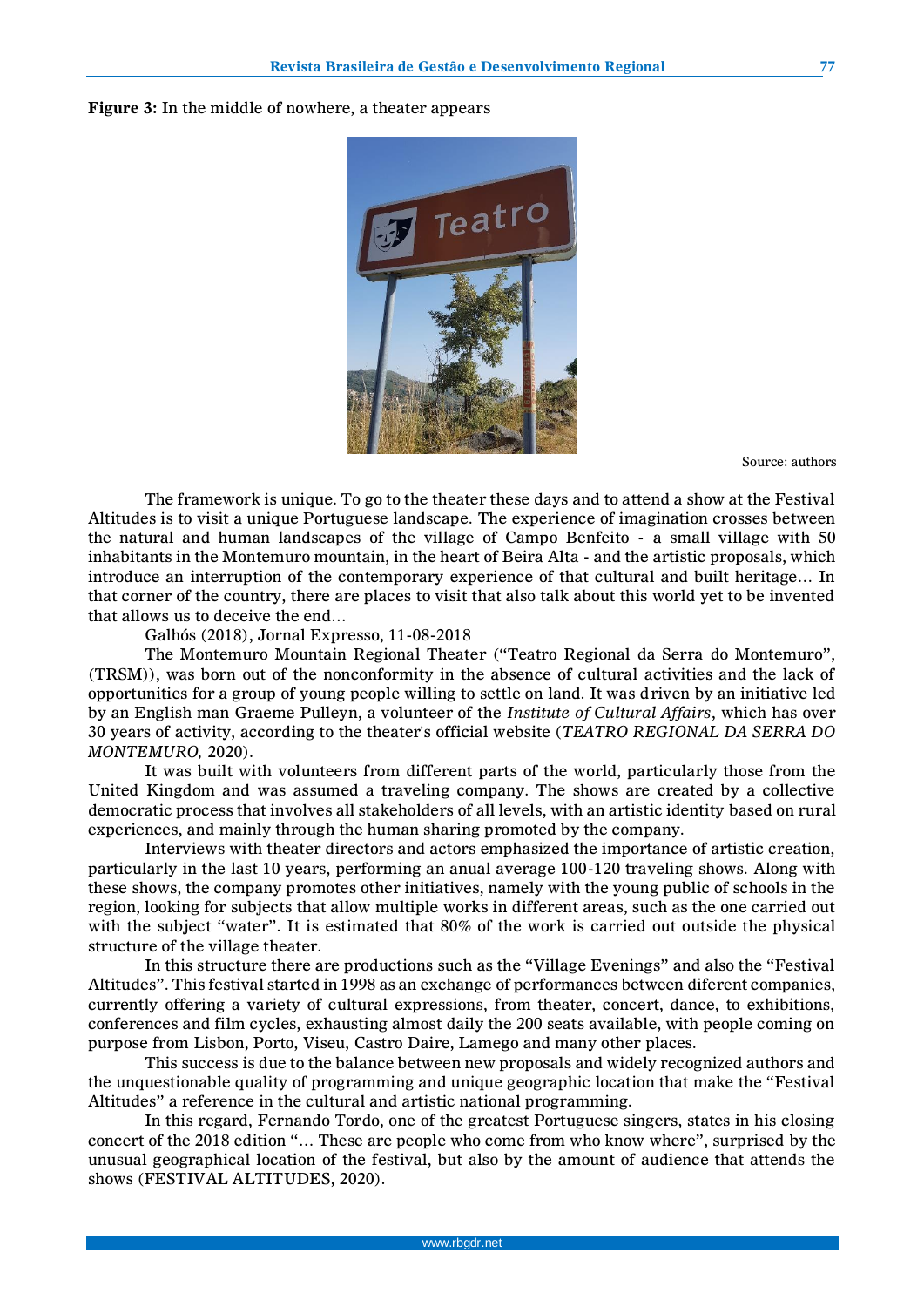**Figure 3:** In the middle of nowhere, a theater appears

Source: authors

The framework is unique. To go to the theater these days and to attend a show at the Festival Altitudes is to visit a unique Portuguese landscape. The experience of imagination crosses between the natural and human landscapes of the village of Campo Benfeito - a small village with 50 inhabitants in the Montemuro mountain, in the heart of Beira Alta - and the artistic proposals, which introduce an interruption of the contemporary experience of that cultural and built heritage... In that corner of the country, there are places to visit that also talk about this world yet to be invented that allows us to deceive the end...

Galhós (2018), Jornal Expresso, 11-08-2018

The Montemuro Mountain Regional Theater ("Teatro Regional da Serra do Montemuro", (TRSM)), was born out of the nonconformity in the absence of cultural activities and the lack of opportunities for a group of young people willing to settle on land. It was driven by an initiative led by an English man Graeme Pulleyn, a volunteer of the *Institute of Cultural Affairs*, which has over 30 years of activity, according to the theater's official website (*TEATRO REGIONAL DA SERRA DO MONTEMURO*, 2020).

It was built with volunteers from different parts of the world, particularly those from the United Kingdom and was assumed a traveling company. The shows are created by a collective democratic process that involves all stakeholders of all levels, with an artistic identity based on rural experiences, and mainly through the human sharing promoted by the company.

Interviews with theater directors and actors emphasized the importance of artistic creation, particularly in the last 10 years, performing an anual average 100-120 traveling shows. Along with these shows, the company promotes other initiatives, namely with the young public of schools in the region, looking for subjects that allow multiple works in different areas, such as the one carried out with the subject "water". It is estimated that 80% of the work is carried out outside the physical structure of the village theater.

In this structure there are productions such as the "Village Evenings" and also the "Festival Altitudes". This festival started in 1998 as an exchange of performances between diferent companies, currently offering a variety of cultural expressions, from theater, concert, dance, to exhibitions, conferences and film cycles, exhausting almost daily the 200 seats available, with people coming on purpose from Lisbon, Porto, Viseu, Castro Daire, Lamego and many other places.

This success is due to the balance between new proposals and widely recognized authors and the unquestionable quality of programming and unique geographic location that make the "Festival Altitudes" a reference in the cultural and artistic national programming.

In this regard, Fernando Tordo, one of the greatest Portuguese singers, states in his closing concert of the 2018 edition "... These are people who come from who know where", surprised by the unusual geographical location of the festival, but also by the amount of audience that attends the shows (FESTIVAL ALTITUDES, 2020).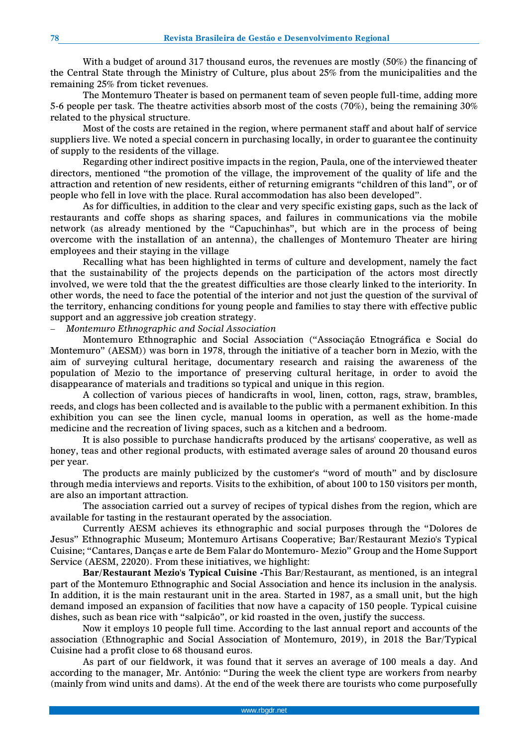With a budget of around 317 thousand euros, the revenues are mostly (50%) the financing of the Central State through the Ministry of Culture, plus about 25% from the municipalities and the remaining 25% from ticket revenues.

The Montemuro Theater is based on permanent team of seven people full-time, adding more 5-6 people per task. The theatre activities absorb most of the costs (70%), being the remaining 30% related to the physical structure.

Most of the costs are retained in the region, where permanent staff and about half of service suppliers live. We noted a special concern in purchasing locally, in order to guarantee the continuity of supply to the residents of the village.

Regarding other indirect positive impacts in the region, Paula, one of the interviewed theater directors, mentioned "the promotion of the village, the improvement of the quality of life and the attraction and retention of new residents, either of returning emigrants "children of this land", or of people who fell in love with the place. Rural accommodation has also been developed".

As for difficulties, in addition to the clear and very specific existing gaps, such as the lack of restaurants and coffe shops as sharing spaces, and failures in communications via the mobile network (as already mentioned by the "Capuchinhas", but which are in the process of being overcome with the installation of an antenna), the challenges of Montemuro Theater are hiring employees and their staying in the village

Recalling what has been highlighted in terms of culture and development, namely the fact that the sustainability of the projects depends on the participation of the actors most directly involved, we were told that the the greatest difficulties are those clearly linked to the interiority. In other words, the need to face the potential of the interior and not just the question of the survival of the territory, enhancing conditions for young people and families to stay there with effective public support and an aggressive job creation strategy.

– *Montemuro Ethnographic and Social Association*

Montemuro Ethnographic and Social Association ("Associação Etnográfica e Social do Montemuro" (AESM)) was born in 1978, through the initiative of a teacher born in Mezio, with the aim of surveying cultural heritage, documentary research and raising the awareness of the population of Mezio to the importance of preserving cultural heritage, in order to avoid the disappearance of materials and traditions so typical and unique in this region.

A collection of various pieces of handicrafts in wool, linen, cotton, rags, straw, brambles, reeds, and clogs has been collected and is available to the public with a permanent exhibition. In this exhibition you can see the linen cycle, manual looms in operation, as well as the home-made medicine and the recreation of living spaces, such as a kitchen and a bedroom.

It is also possible to purchase handicrafts produced by the artisans' cooperative, as well as honey, teas and other regional products, with estimated average sales of around 20 thousand euros per year.

The products are mainly publicized by the customer's "word of mouth" and by disclosure through media interviews and reports. Visits to the exhibition, of about 100 to 150 visitors per month, are also an important attraction.

The association carried out a survey of recipes of typical dishes from the region, which are available for tasting in the restaurant operated by the association.

Currently AESM achieves its ethnographic and social purposes through the "Dolores de Jesus" Ethnographic Museum; Montemuro Artisans Cooperative; Bar/Restaurant Mezio's Typical Cuisine; "Cantares, Danças e arte de Bem Falar do Montemuro- Mezio" Group and the Home Support Service (AESM, 22020). From these initiatives, we highlight:

**Bar/Restaurant Mezio's Typical Cuisine -**This Bar/Restaurant, as mentioned, is an integral part of the Montemuro Ethnographic and Social Association and hence its inclusion in the analysis. In addition, it is the main restaurant unit in the area. Started in 1987, as a small unit, but the high demand imposed an expansion of facilities that now have a capacity of 150 people. Typical cuisine dishes, such as bean rice with "salpicão", or kid roasted in the oven, justify the success.

Now it employs 10 people full time. According to the last annual report and accounts of the association (Ethnographic and Social Association of Montemuro, 2019), in 2018 the Bar/Typical Cuisine had a profit close to 68 thousand euros.

As part of our fieldwork, it was found that it serves an average of 100 meals a day. And according to the manager, Mr. António: "During the week the client type are workers from nearby (mainly from wind units and dams). At the end of the week there are tourists who come purposefully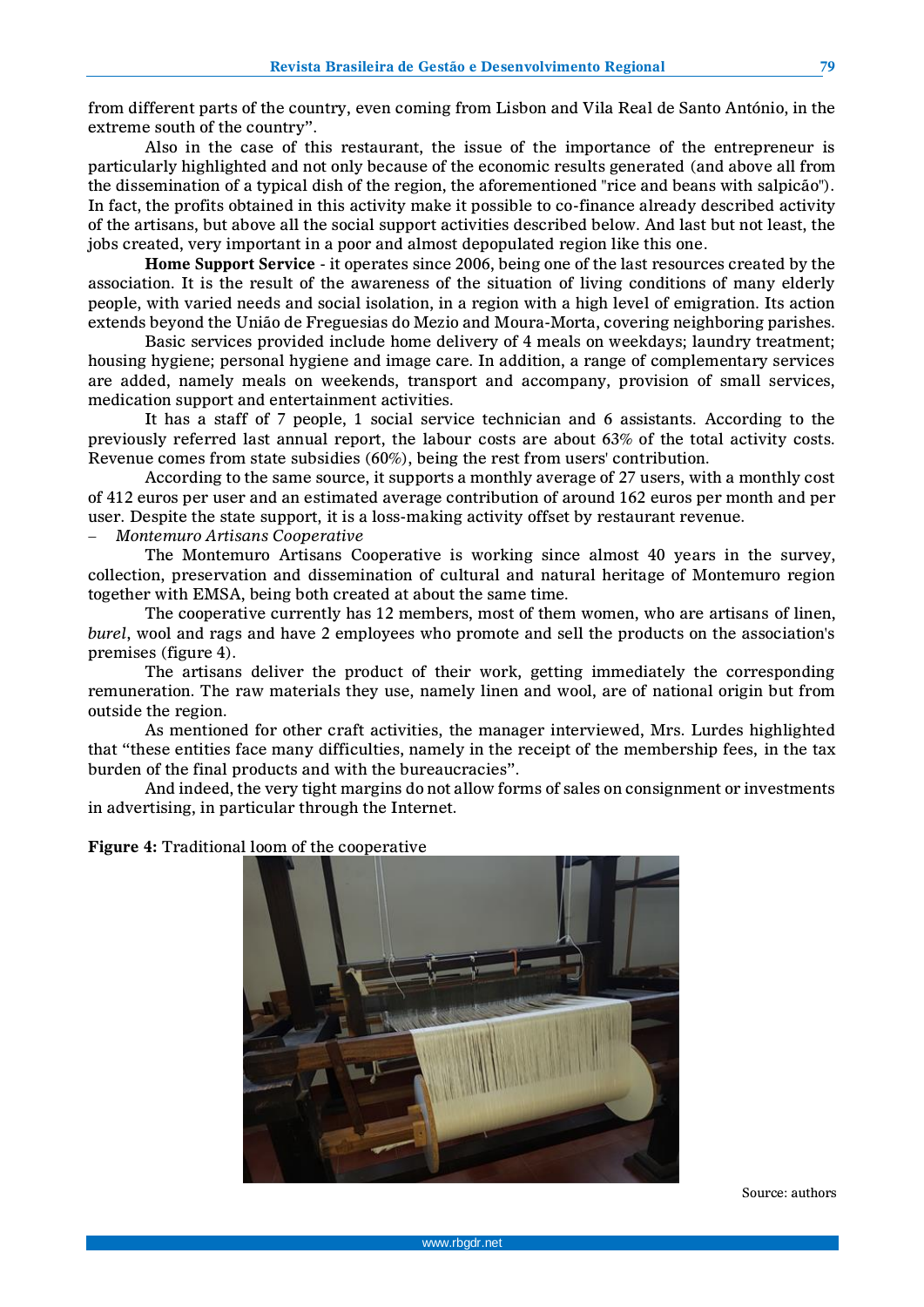from different parts of the country, even coming from Lisbon and Vila Real de Santo António, in the extreme south of the country".

Also in the case of this restaurant, the issue of the importance of the entrepreneur is particularly highlighted and not only because of the economic results generated (and above all from the dissemination of a typical dish of the region, the aforementioned "rice and beans with salpicão"). In fact, the profits obtained in this activity make it possible to co-finance already described activity of the artisans, but above all the social support activities described below. And last but not least, the jobs created, very important in a poor and almost depopulated region like this one.

**Home Support Service** - it operates since 2006, being one of the last resources created by the association. It is the result of the awareness of the situation of living conditions of many elderly people, with varied needs and social isolation, in a region with a high level of emigration. Its action extends beyond the União de Freguesias do Mezio and Moura-Morta, covering neighboring parishes.

Basic services provided include home delivery of 4 meals on weekdays; laundry treatment; housing hygiene; personal hygiene and image care. In addition, a range of complementary services are added, namely meals on weekends, transport and accompany, provision of small services, medication support and entertainment activities.

It has a staff of 7 people, 1 social service technician and 6 assistants. According to the previously referred last annual report, the labour costs are about 63% of the total activity costs. Revenue comes from state subsidies (60%), being the rest from users' contribution.

According to the same source, it supports a monthly average of 27 users, with a monthly cost of 412 euros per user and an estimated average contribution of around 162 euros per month and per user. Despite the state support, it is a loss-making activity offset by restaurant revenue.

– *Montemuro Artisans Cooperative*

The Montemuro Artisans Cooperative is working since almost 40 years in the survey, collection, preservation and dissemination of cultural and natural heritage of Montemuro region together with EMSA, being both created at about the same time.

The cooperative currently has 12 members, most of them women, who are artisans of linen, *burel*, wool and rags and have 2 employees who promote and sell the products on the association's premises (figure 4).

The artisans deliver the product of their work, getting immediately the corresponding remuneration. The raw materials they use, namely linen and wool, are of national origin but from outside the region.

As mentioned for other craft activities, the manager interviewed, Mrs. Lurdes highlighted that "these entities face many difficulties, namely in the receipt of the membership fees, in the tax burden of the final products and with the bureaucracies".

And indeed, the very tight margins do not allow forms of sales on consignment or investments in advertising, in particular through the Internet.

**Figure 4:** Traditional loom of the cooperative

Source: authors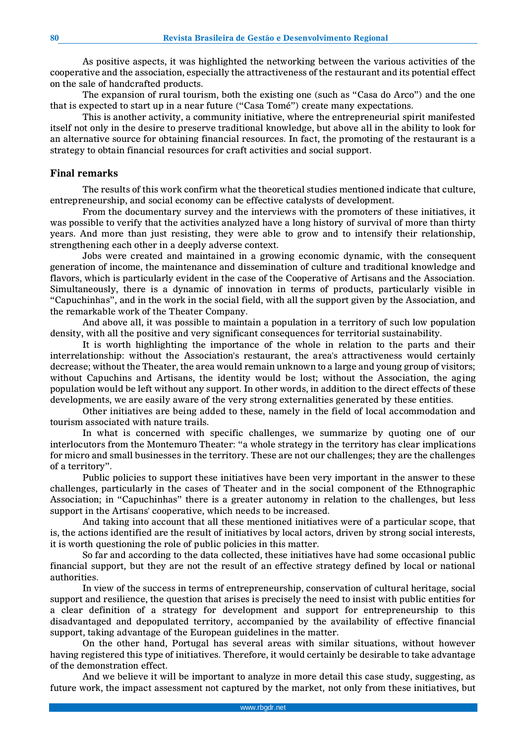As positive aspects, it was highlighted the networking between the various activities of the cooperative and the association, especially the attractiveness of the restaurant and its potential effect on the sale of handcrafted products.

The expansion of rural tourism, both the existing one (such as "Casa do Arco") and the one that is expected to start up in a near future ("Casa Tomé") create many expectations.

This is another activity, a community initiative, where the entrepreneurial spirit manifested itself not only in the desire to preserve traditional knowledge, but above all in the ability to look for an alternative source for obtaining financial resources. In fact, the promoting of the restaurant is a strategy to obtain financial resources for craft activities and social support.

## Final remarks

The results of this work confirm what the theoretical studies mentioned indicate that culture, entrepreneurship, and social economy can be effective catalysts of development.

From the documentary survey and the interviews with the promoters of these initiatives, it was possible to verify that the activities analyzed have a long history of survival of more than thirty years. And more than just resisting, they were able to grow and to intensify their relationship, strengthening each other in a deeply adverse context.

Jobs were created and maintained in a growing economic dynamic, with the consequent generation of income, the maintenance and dissemination of culture and traditional knowledge and flavors, which is particularly evident in the case of the Cooperative of Artisans and the Association. Simultaneously, there is a dynamic of innovation in terms of products, particularly visible in "Capuchinhas", and in the work in the social field, with all the support given by the Association, and the remarkable work of the Theater Company.

And above all, it was possible to maintain a population in a territory of such low population density, with all the positive and very significant consequences for territorial sustainability.

It is worth highlighting the importance of the whole in relation to the parts and their interrelationship: without the Association's restaurant, the area's attractiveness would certainly decrease; without the Theater, the area would remain unknown to a large and young group of visitors; without Capuchins and Artisans, the identity would be lost; without the Association, the aging population would be left without any support. In other words, in addition to the direct effects of these developments, we are easily aware of the very strong externalities generated by these entities.

Other initiatives are being added to these, namely in the field of local accommodation and tourism associated with nature trails.

In what is concerned with specific challenges, we summarize by quoting one of our interlocutors from the Montemuro Theater: "a whole strategy in the territory has clear implications for micro and small businesses in the territory. These are not our challenges; they are the challenges of a territory".

Public policies to support these initiatives have been very important in the answer to these challenges, particularly in the cases of Theater and in the social component of the Ethnographic Association; in "Capuchinhas" there is a greater autonomy in relation to the challenges, but less support in the Artisans' cooperative, which needs to be increased.

And taking into account that all these mentioned initiatives were of a particular scope, that is, the actions identified are the result of initiatives by local actors, driven by strong social interests, it is worth questioning the role of public policies in this matter.

So far and according to the data collected, these initiatives have had some occasional public financial support, but they are not the result of an effective strategy defined by local or national authorities.

In view of the success in terms of entrepreneurship, conservation of cultural heritage, social support and resilience, the question that arises is precisely the need to insist with public entities for a clear definition of a strategy for development and support for entrepreneurship to this disadvantaged and depopulated territory, accompanied by the availability of effective financial support, taking advantage of the European guidelines in the matter.

On the other hand, Portugal has several areas with similar situations, without however having registered this type of initiatives. Therefore, it would certainly be desirable to take advantage of the demonstration effect.

And we believe it will be important to analyze in more detail this case study, suggesting, as future work, the impact assessment not captured by the market, not only from these initiatives, but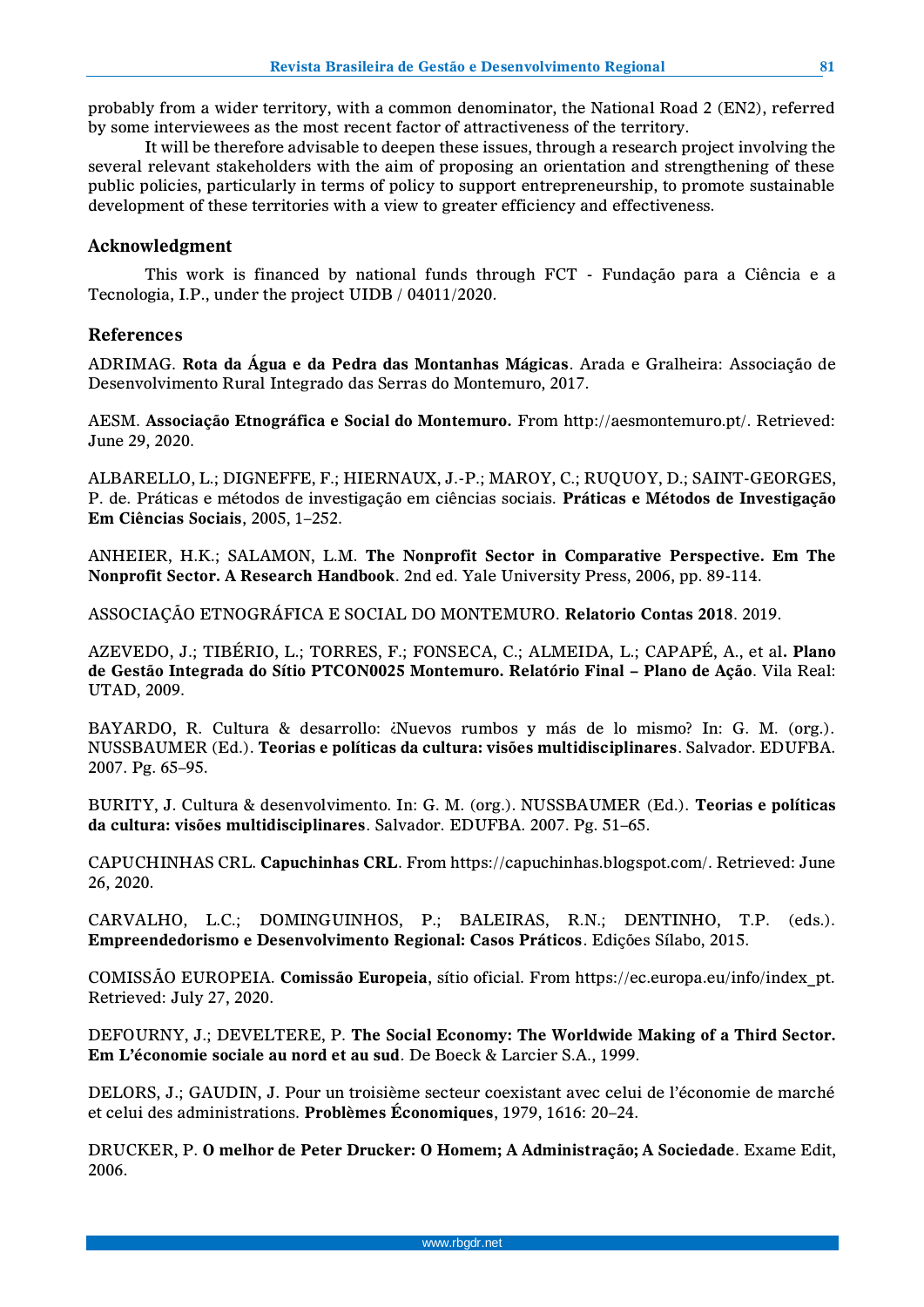probably from a wider territory, with a common denominator, the National Road 2 (EN2), referred by some interviewees as the most recent factor of attractiveness of the territory.

It will be therefore advisable to deepen these issues, through a research project involving the several relevant stakeholders with the aim of proposing an orientation and strengthening of these public policies, particularly in terms of policy to support entrepreneurship, to promote sustainable development of these territories with a view to greater efficiency and effectiveness.

## Acknowledgment

This work is financed by national funds through FCT - Fundação para a Ciência e a Tecnologia, I.P., under the project UIDB / 04011/2020.

## References

ADRIMAG. **Rota da Água e da Pedra das Montanhas Mágicas**. Arada e Gralheira: Associação de Desenvolvimento Rural Integrado das Serras do Montemuro, 2017.

AESM. **Associação Etnográfica e Social do Montemuro.** From http://aesmontemuro.pt/. Retrieved: June 29, 2020.

ALBARELLO, L.; DIGNEFFE, F.; HIERNAUX, J.-P.; MAROY, C.; RUQUOY, D.; SAINT-GEORGES, P. de. Práticas e métodos de investigação em ciências sociais. **Práticas e Métodos de Investigação Em Ciências Sociais**, 2005, 1–252.

ANHEIER, H.K.; SALAMON, L.M. **The Nonprofit Sector in Comparative Perspective. Em The Nonprofit Sector. A Research Handbook**. 2nd ed. Yale University Press, 2006, pp. 89-114.

ASSOCIAÇÃO ETNOGRÁFICA E SOCIAL DO MONTEMURO. **Relatorio Contas 2018**. 2019.

AZEVEDO, J.; TIBÉRIO, L.; TORRES, F.; FONSECA, C.; ALMEIDA, L.; CAPAPÉ, A., et al**. Plano de Gestão Integrada do Sítio PTCON0025 Montemuro. Relatório Final – Plano de Ação**. Vila Real: UTAD, 2009.

BAYARDO, R. Cultura & desarrollo: ¿Nuevos rumbos y más de lo mismo? In: G. M. (org.). NUSSBAUMER (Ed.). **Teorias e políticas da cultura: visões multidisciplinares**. Salvador. EDUFBA. 2007. Pg. 65–95.

BURITY, J. Cultura & desenvolvimento. In: G. M. (org.). NUSSBAUMER (Ed.). **Teorias e políticas da cultura: visões multidisciplinares**. Salvador. EDUFBA. 2007. Pg. 51–65.

CAPUCHINHAS CRL. **Capuchinhas CRL**. From https://capuchinhas.blogspot.com/. Retrieved: June 26, 2020.

CARVALHO, L.C.; DOMINGUINHOS, P.; BALEIRAS, R.N.; DENTINHO, T.P. (eds.). **Empreendedorismo e Desenvolvimento Regional: Casos Práticos**. Edições Sílabo, 2015.

COMISSÃO EUROPEIA. **Comissão Europeia**, sítio oficial. From https://ec.europa.eu/info/index_pt. Retrieved: July 27, 2020.

DEFOURNY, J.; DEVELTERE, P. **The Social Economy: The Worldwide Making of a Third Sector. Em L'économie sociale au nord et au sud**. De Boeck & Larcier S.A., 1999.

DELORS, J.; GAUDIN, J. Pour un troisième secteur coexistant avec celui de l'économie de marché et celui des administrations. **Problèmes Économiques**, 1979, 1616: 20–24.

DRUCKER, P. **O melhor de Peter Drucker: O Homem; A Administração; A Sociedade**. Exame Edit, 2006.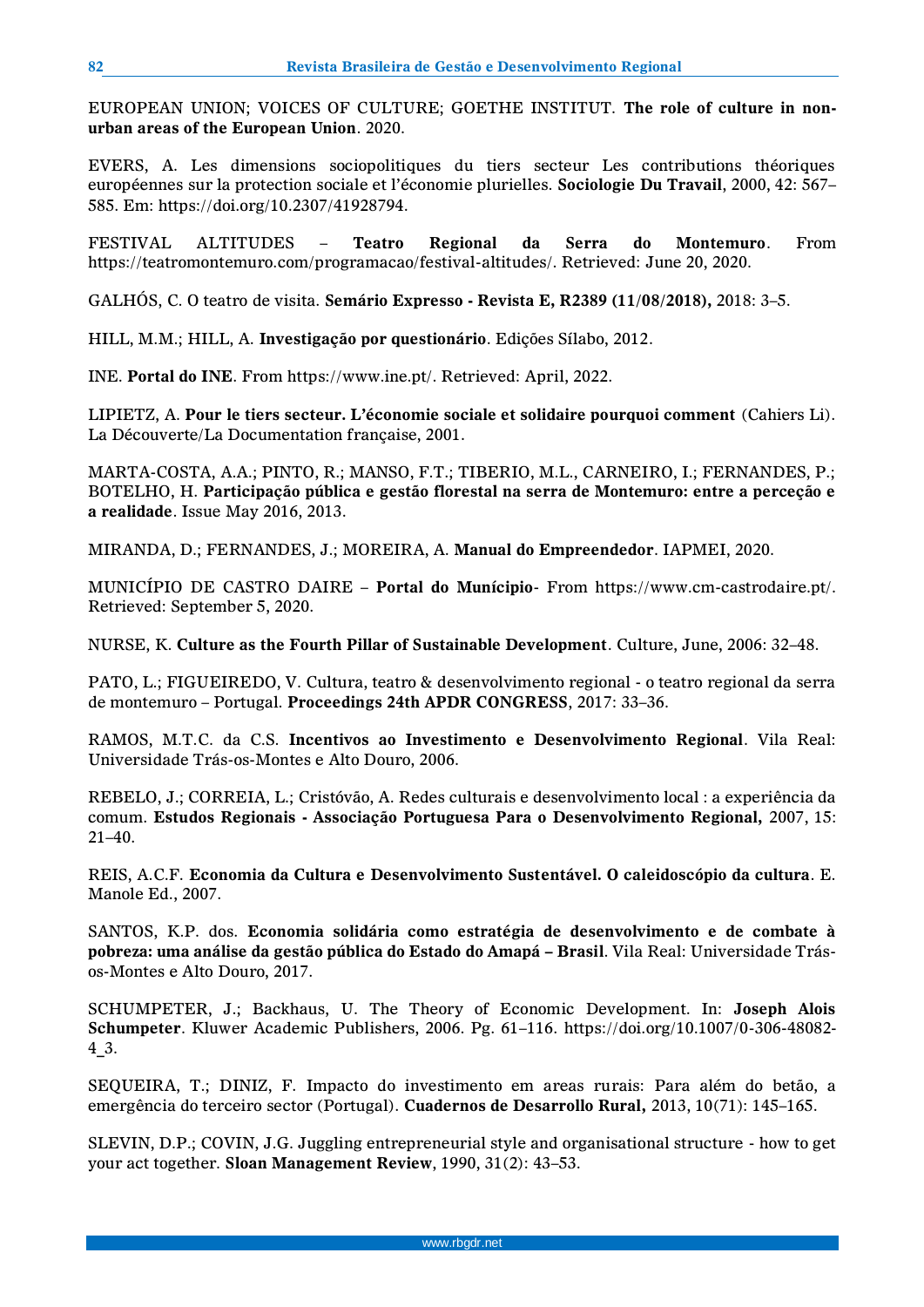EUROPEAN UNION; VOICES OF CULTURE; GOETHE INSTITUT. **The role of culture in non-urban areas of the European Union**. 2020.

EVERS, A. Les dimensions sociopolitiques du tiers secteur Les contributions théoriques européennes sur la protection sociale et l'économie plurielles. **Sociologie Du Travail**, 2000, 42: 567–585. Em: https://doi.org/10.2307/41928794.

FESTIVAL ALTITUDES – **Teatro Regional da Serra do Montemuro**. From https://teatromontemuro.com/programacao/festival-altitudes/. Retrieved: June 20, 2020.

GALHÓS, C. O teatro de visita. **Semário Expresso - Revista E, R2389 (11/08/2018),** 2018: 3–5.

HILL, M.M.; HILL, A. **Investigação por questionário**. Edições Sílabo, 2012.

INE. **Portal do INE**. From https://www.ine.pt/. Retrieved: April, 2022.

LIPIETZ, A. **Pour le tiers secteur. L'économie sociale et solidaire pourquoi comment** (Cahiers Li). La Découverte/La Documentation française, 2001.

MARTA-COSTA, A.A.; PINTO, R.; MANSO, F.T.; TIBERIO, M.L., CARNEIRO, I.; FERNANDES, P.; BOTELHO, H. **Participação pública e gestão florestal na serra de Montemuro: entre a perceção e a realidade**. Issue May 2016, 2013.

MIRANDA, D.; FERNANDES, J.; MOREIRA, A. **Manual do Empreendedor**. IAPMEI, 2020.

MUNICÍPIO DE CASTRO DAIRE – **Portal do Munícipio**- From https://www.cm-castrodaire.pt/. Retrieved: September 5, 2020.

NURSE, K. **Culture as the Fourth Pillar of Sustainable Development**. Culture, June, 2006: 32–48.

PATO, L.; FIGUEIREDO, V. Cultura, teatro & desenvolvimento regional - o teatro regional da serra de montemuro – Portugal. **Proceedings 24th APDR CONGRESS**, 2017: 33–36.

RAMOS, M.T.C. da C.S. **Incentivos ao Investimento e Desenvolvimento Regional**. Vila Real: Universidade Trás-os-Montes e Alto Douro, 2006.

REBELO, J.; CORREIA, L.; Cristóvão, A. Redes culturais e desenvolvimento local : a experiência da comum. **Estudos Regionais - Associação Portuguesa Para o Desenvolvimento Regional,** 2007, 15: 21–40.

REIS, A.C.F. **Economia da Cultura e Desenvolvimento Sustentável. O caleidoscópio da cultura**. E. Manole Ed., 2007.

SANTOS, K.P. dos. **Economia solidária como estratégia de desenvolvimento e de combate à pobreza: uma análise da gestão pública do Estado do Amapá – Brasil**. Vila Real: Universidade Trás-os-Montes e Alto Douro, 2017.

SCHUMPETER, J.; Backhaus, U. The Theory of Economic Development. In: **Joseph Alois Schumpeter**. Kluwer Academic Publishers, 2006. Pg. 61–116. https://doi.org/10.1007/0-306-48082-4_3.

SEQUEIRA, T.; DINIZ, F. Impacto do investimento em areas rurais: Para além do betão, a emergência do terceiro sector (Portugal). **Cuadernos de Desarrollo Rural,** 2013, 10(71): 145–165.

SLEVIN, D.P.; COVIN, J.G. Juggling entrepreneurial style and organisational structure - how to get your act together. **Sloan Management Review**, 1990, 31(2): 43–53.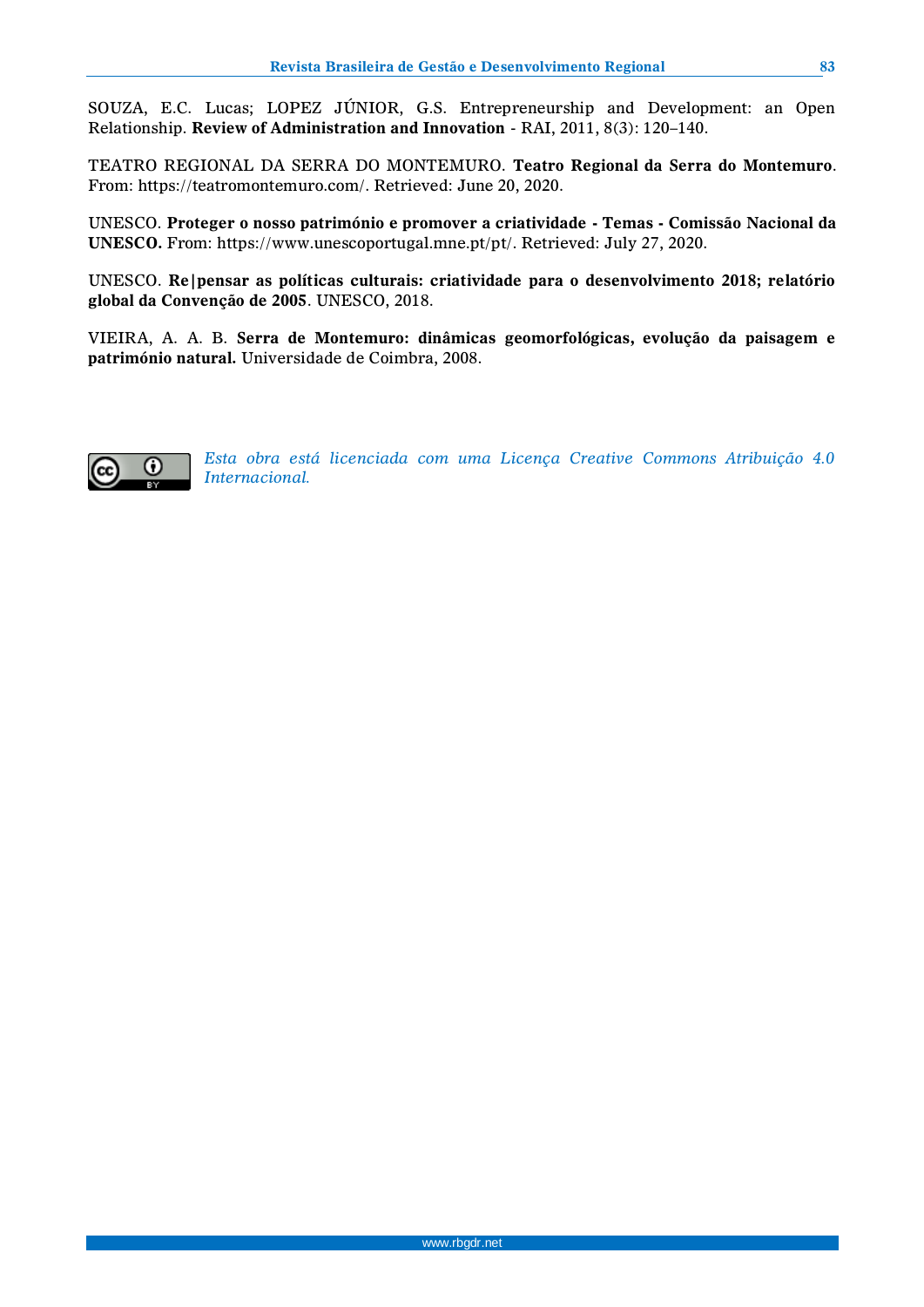SOUZA, E.C. Lucas; LOPEZ JÚNIOR, G.S. Entrepreneurship and Development: an Open Relationship. **Review of Administration and Innovation** - RAI, 2011, 8(3): 120–140.

TEATRO REGIONAL DA SERRA DO MONTEMURO. **Teatro Regional da Serra do Montemuro**. From: https://teatromontemuro.com/. Retrieved: June 20, 2020.

UNESCO. **Proteger o nosso património e promover a criatividade - Temas - Comissão Nacional da UNESCO.** From: https://www.unescoportugal.mne.pt/pt/. Retrieved: July 27, 2020.

UNESCO. **Re|pensar as políticas culturais: criatividade para o desenvolvimento 2018; relatório global da Convenção de 2005**. UNESCO, 2018.

VIEIRA, A. A. B. **Serra de Montemuro: dinâmicas geomorfológicas, evolução da paisagem e património natural.** Universidade de Coimbra, 2008.

*Esta obra está licenciada com uma Licença Creative Commons Atribuição 4.0 Internacional.*